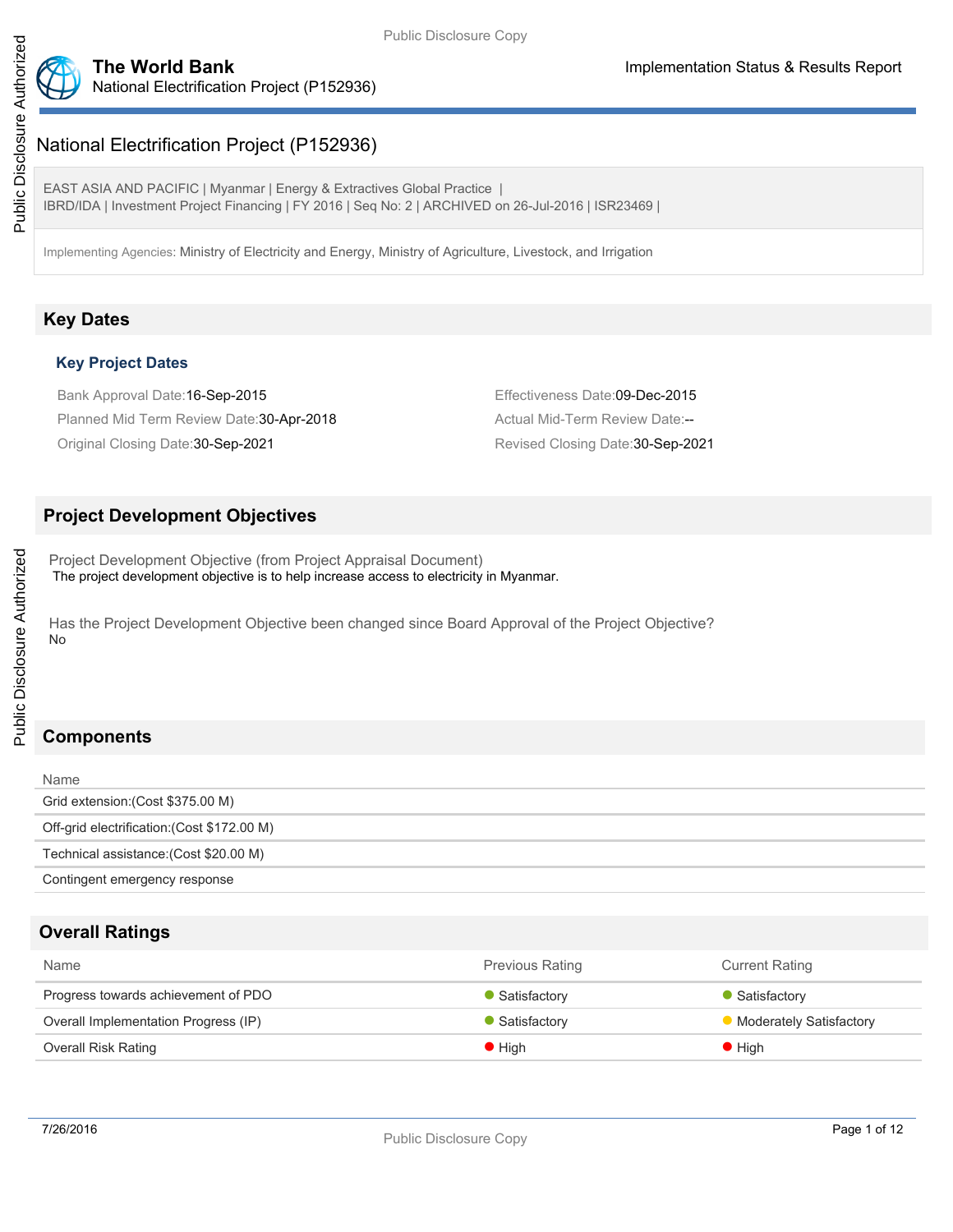# National Electrification Project (P152936)

EAST ASIA AND PACIFIC | Myanmar | Energy & Extractives Global Practice |
IBRD/IDA | Investment Project Financing | FY 2016 | Seq No: 2 | ARCHIVED on 26-Jul-2016 | ISR23469 |

Implementing Agencies: Ministry of Electricity and Energy, Ministry of Agriculture, Livestock, and Irrigation

## Key Dates

### Key Project Dates

Bank Approval Date:16-Sep-2015

Effectiveness Date:09-Dec-2015

Planned Mid Term Review Date:30-Apr-2018

Actual Mid-Term Review Date:--

Original Closing Date:30-Sep-2021

Revised Closing Date:30-Sep-2021

## Project Development Objectives

Project Development Objective (from Project Appraisal Document)

The project development objective is to help increase access to electricity in Myanmar.

Has the Project Development Objective been changed since Board Approval of the Project Objective?

No

## Components

| Name |
| --- |
| Grid extension:(Cost $375.00 M) |
| Off-grid electrification:(Cost $172.00 M) |
| Technical assistance:(Cost $20.00 M) |
| Contingent emergency response |

## Overall Ratings

| Name | Previous Rating | Current Rating |
| --- | --- | --- |
| Progress towards achievement of PDO | Satisfactory | Satisfactory |
| Overall Implementation Progress (IP) | Satisfactory | Moderately Satisfactory |
| Overall Risk Rating | High | High |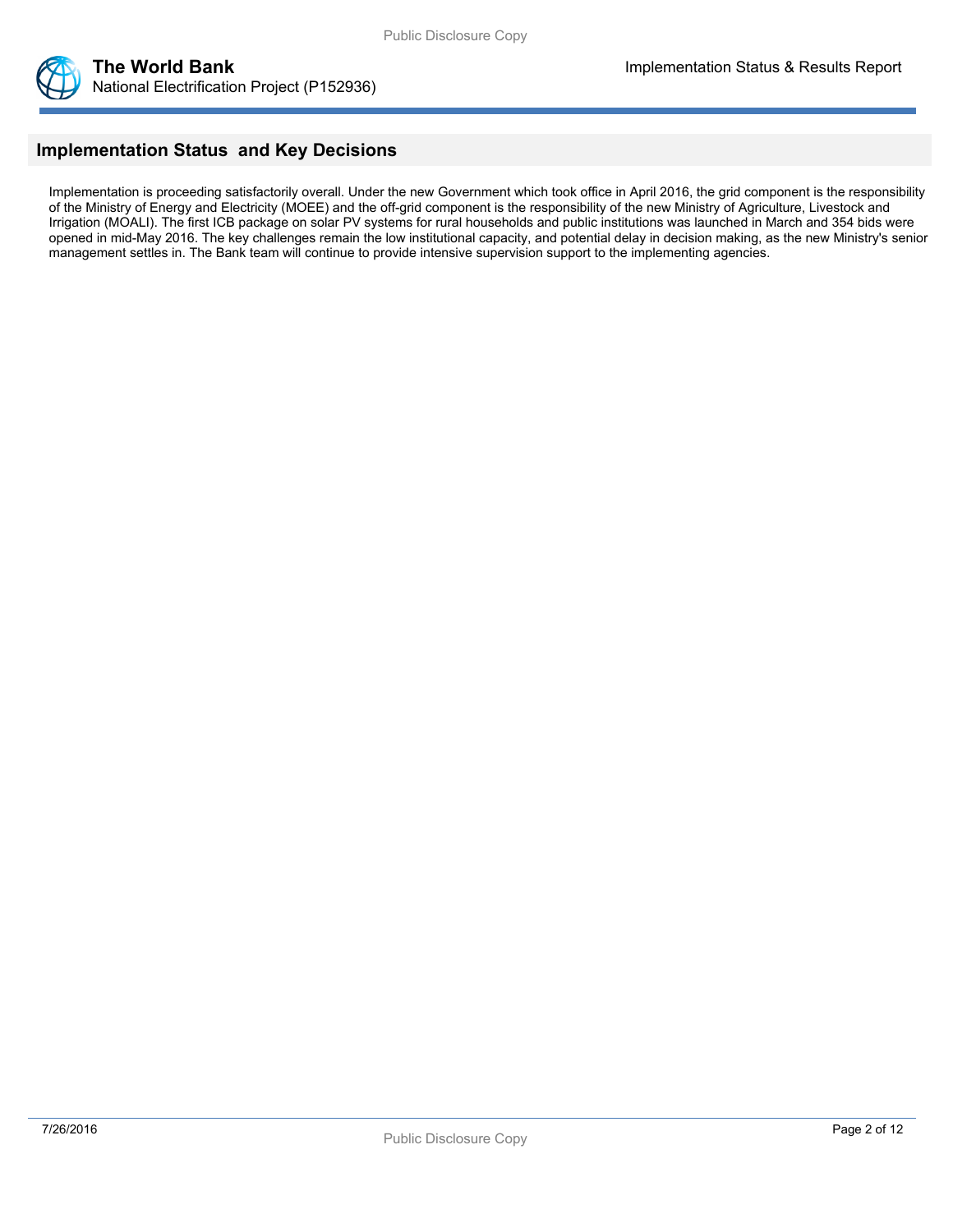## Implementation Status and Key Decisions

Implementation is proceeding satisfactorily overall. Under the new Government which took office in April 2016, the grid component is the responsibility of the Ministry of Energy and Electricity (MOEE) and the off-grid component is the responsibility of the new Ministry of Agriculture, Livestock and Irrigation (MOALI). The first ICB package on solar PV systems for rural households and public institutions was launched in March and 354 bids were opened in mid-May 2016. The key challenges remain the low institutional capacity, and potential delay in decision making, as the new Ministry's senior management settles in. The Bank team will continue to provide intensive supervision support to the implementing agencies.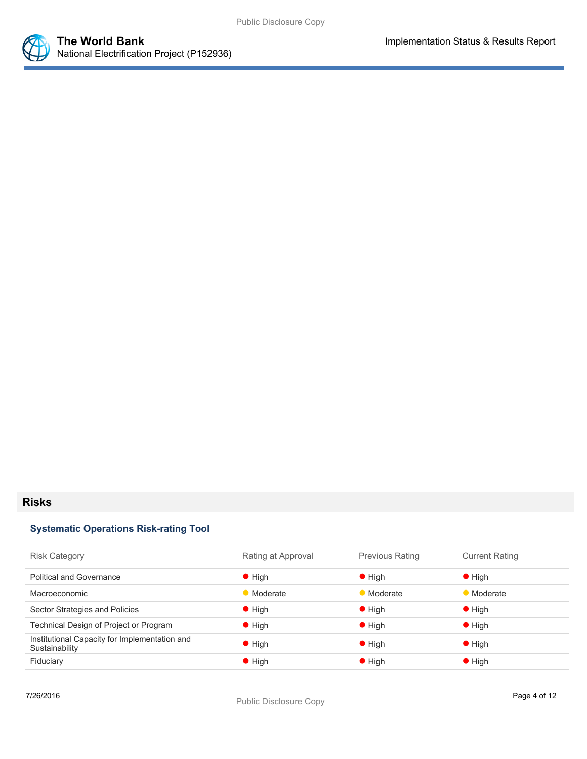## Risks

### Systematic Operations Risk-rating Tool

| Risk Category | Rating at Approval | Previous Rating | Current Rating |
| --- | --- | --- | --- |
| Political and Governance | High | High | High |
| Macroeconomic | Moderate | Moderate | Moderate |
| Sector Strategies and Policies | High | High | High |
| Technical Design of Project or Program | High | High | High |
| Institutional Capacity for Implementation and Sustainability | High | High | High |
| Fiduciary | High | High | High |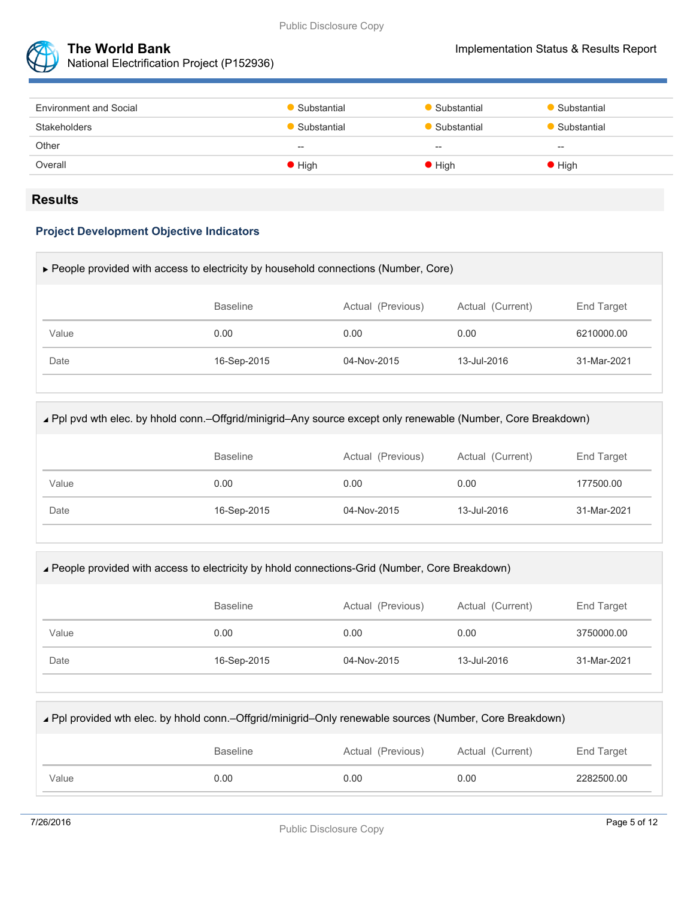| Environment and Social | Substantial | Substantial | Substantial |
|---|---|---|---|
| Stakeholders | Substantial | Substantial | Substantial |
| Other | -- | -- | -- |
| Overall | High | High | High |

## Results

### Project Development Objective Indicators

▶ People provided with access to electricity by household connections (Number, Core)

| | Baseline | Actual (Previous) | Actual (Current) | End Target |
|---|---|---|---|---|
| Value | 0.00 | 0.00 | 0.00 | 6210000.00 |
| Date | 16-Sep-2015 | 04-Nov-2015 | 13-Jul-2016 | 31-Mar-2021 |

◢ Ppl pvd wth elec. by hhold conn.–Offgrid/minigrid–Any source except only renewable (Number, Core Breakdown)

| | Baseline | Actual (Previous) | Actual (Current) | End Target |
|---|---|---|---|---|
| Value | 0.00 | 0.00 | 0.00 | 177500.00 |
| Date | 16-Sep-2015 | 04-Nov-2015 | 13-Jul-2016 | 31-Mar-2021 |

◢ People provided with access to electricity by hhold connections-Grid (Number, Core Breakdown)

| | Baseline | Actual (Previous) | Actual (Current) | End Target |
|---|---|---|---|---|
| Value | 0.00 | 0.00 | 0.00 | 3750000.00 |
| Date | 16-Sep-2015 | 04-Nov-2015 | 13-Jul-2016 | 31-Mar-2021 |

◢ Ppl provided wth elec. by hhold conn.–Offgrid/minigrid–Only renewable sources (Number, Core Breakdown)

| | Baseline | Actual (Previous) | Actual (Current) | End Target |
|---|---|---|---|---|
| Value | 0.00 | 0.00 | 0.00 | 2282500.00 |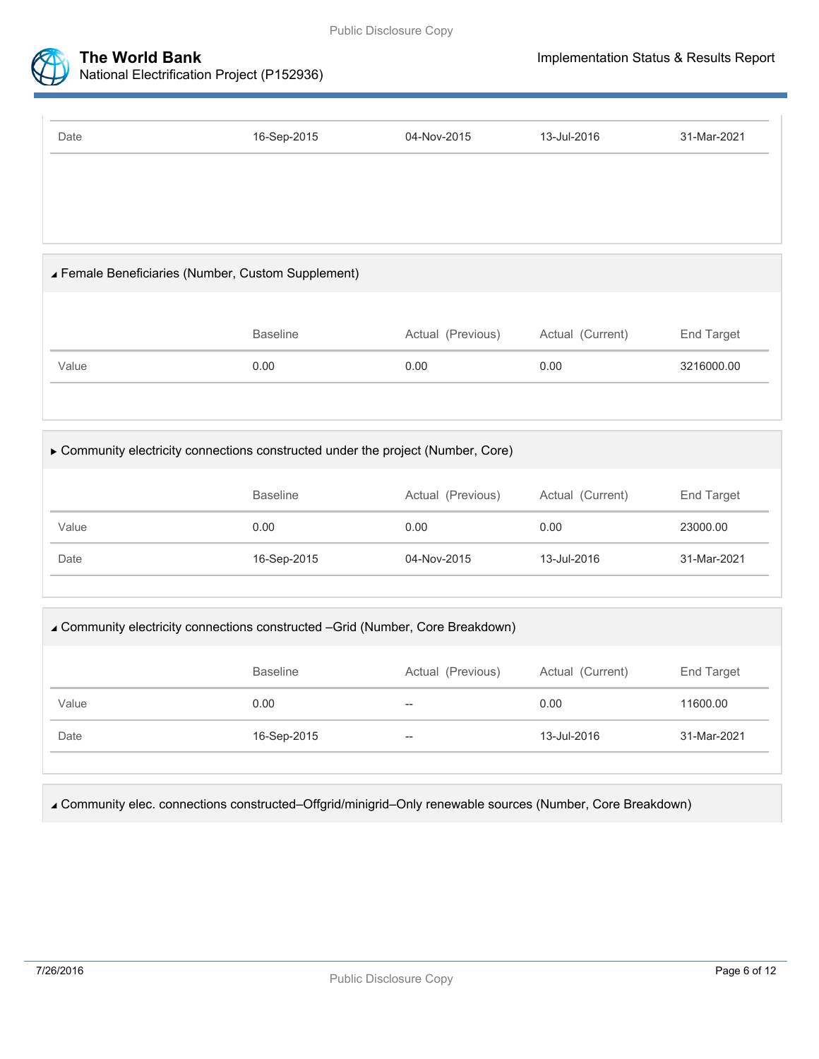| | | | | |
|---|---|---|---|---|
| Date | 16-Sep-2015 | 04-Nov-2015 | 13-Jul-2016 | 31-Mar-2021 |

◢ Female Beneficiaries (Number, Custom Supplement)

| | Baseline | Actual (Previous) | Actual (Current) | End Target |
|---|---|---|---|---|
| Value | 0.00 | 0.00 | 0.00 | 3216000.00 |

▶ Community electricity connections constructed under the project (Number, Core)

| | Baseline | Actual (Previous) | Actual (Current) | End Target |
|---|---|---|---|---|
| Value | 0.00 | 0.00 | 0.00 | 23000.00 |
| Date | 16-Sep-2015 | 04-Nov-2015 | 13-Jul-2016 | 31-Mar-2021 |

◢ Community electricity connections constructed –Grid (Number, Core Breakdown)

| | Baseline | Actual (Previous) | Actual (Current) | End Target |
|---|---|---|---|---|
| Value | 0.00 | -- | 0.00 | 11600.00 |
| Date | 16-Sep-2015 | -- | 13-Jul-2016 | 31-Mar-2021 |

◢ Community elec. connections constructed–Offgrid/minigrid–Only renewable sources (Number, Core Breakdown)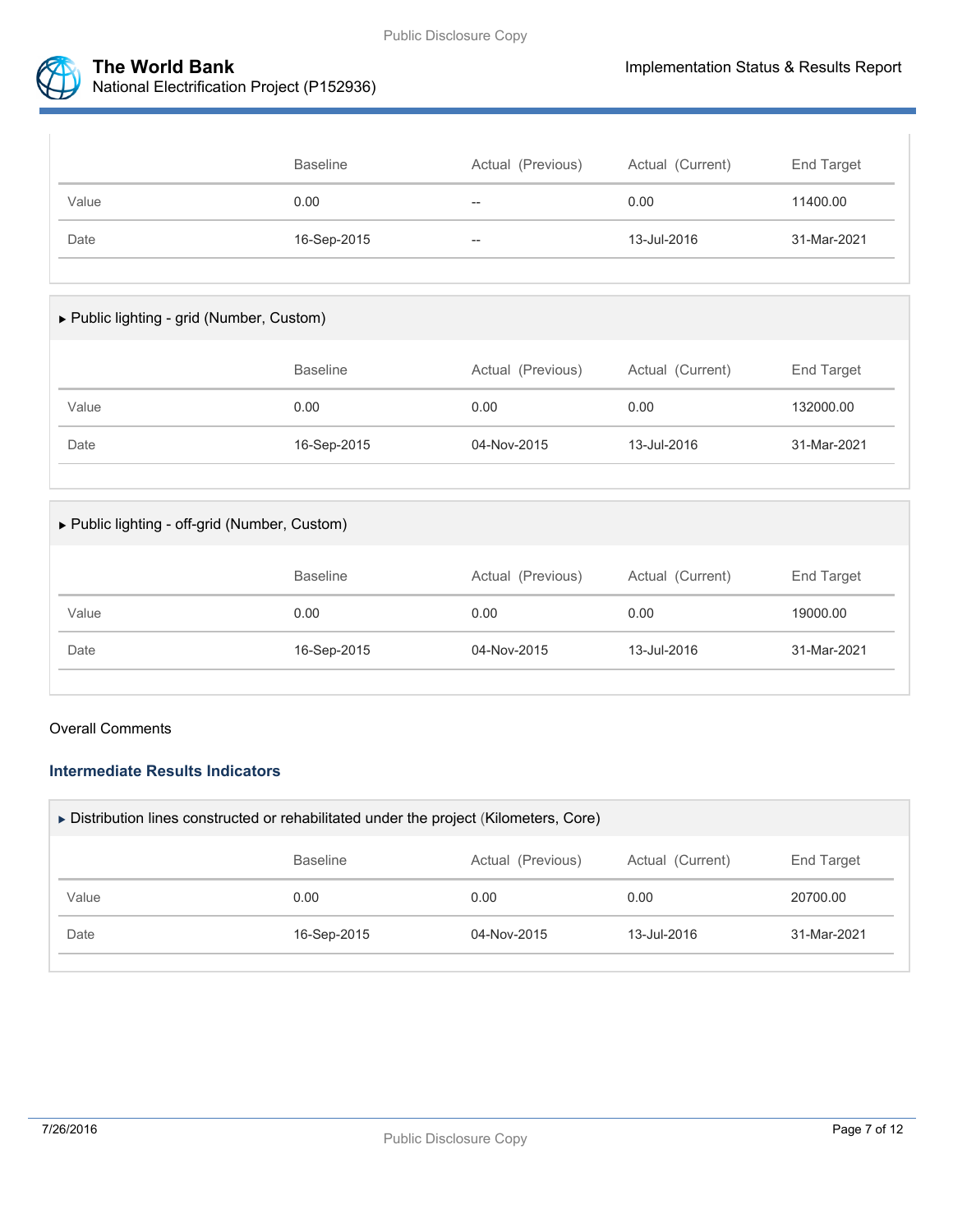| | Baseline | Actual (Previous) | Actual (Current) | End Target |
|---|---|---|---|---|
| Value | 0.00 | -- | 0.00 | 11400.00 |
| Date | 16-Sep-2015 | -- | 13-Jul-2016 | 31-Mar-2021 |

▶ Public lighting - grid (Number, Custom)

| | Baseline | Actual (Previous) | Actual (Current) | End Target |
|---|---|---|---|---|
| Value | 0.00 | 0.00 | 0.00 | 132000.00 |
| Date | 16-Sep-2015 | 04-Nov-2015 | 13-Jul-2016 | 31-Mar-2021 |

▶ Public lighting - off-grid (Number, Custom)

| | Baseline | Actual (Previous) | Actual (Current) | End Target |
|---|---|---|---|---|
| Value | 0.00 | 0.00 | 0.00 | 19000.00 |
| Date | 16-Sep-2015 | 04-Nov-2015 | 13-Jul-2016 | 31-Mar-2021 |

Overall Comments

### Intermediate Results Indicators

▶ Distribution lines constructed or rehabilitated under the project (Kilometers, Core)

| | Baseline | Actual (Previous) | Actual (Current) | End Target |
|---|---|---|---|---|
| Value | 0.00 | 0.00 | 0.00 | 20700.00 |
| Date | 16-Sep-2015 | 04-Nov-2015 | 13-Jul-2016 | 31-Mar-2021 |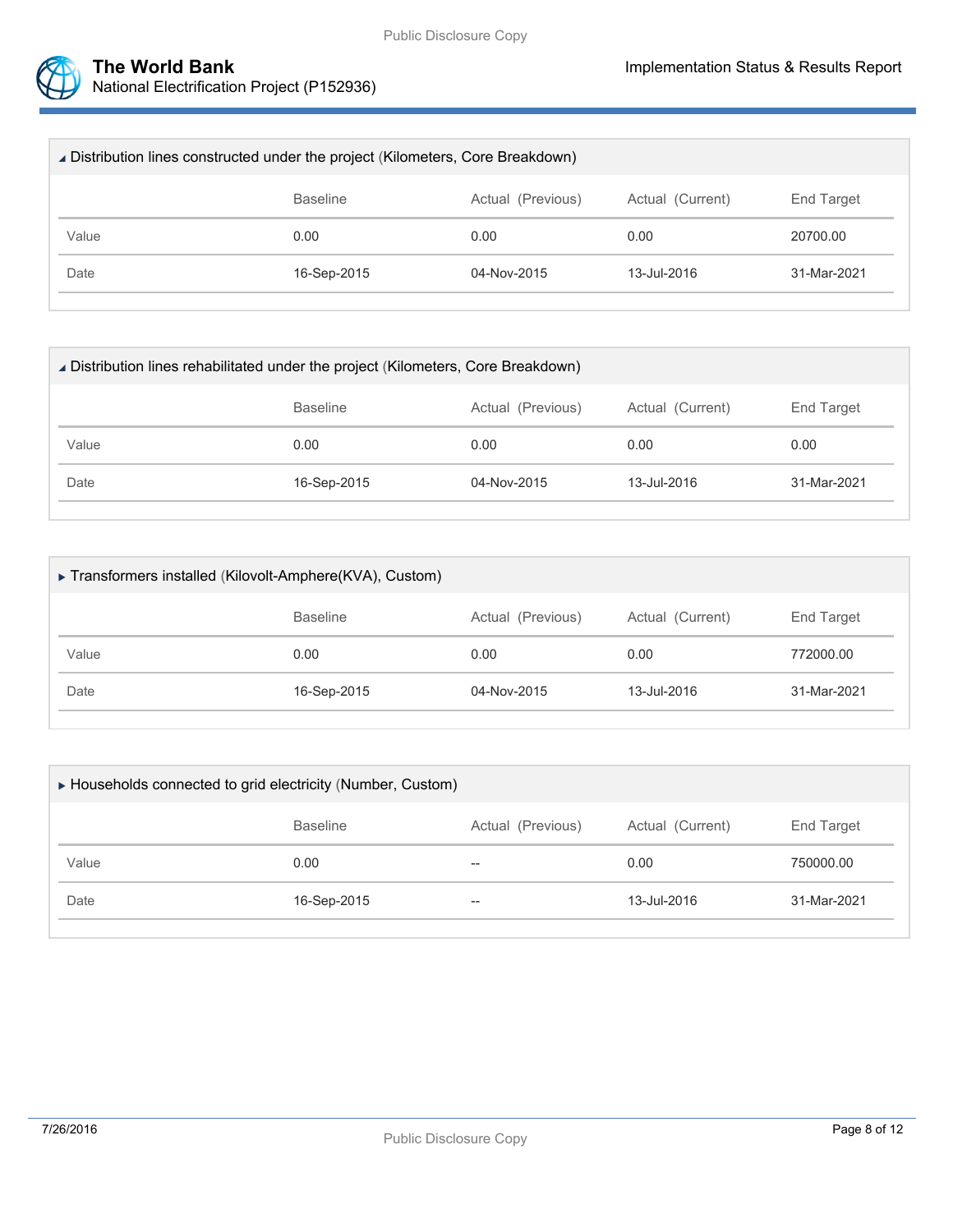#### ◢ Distribution lines constructed under the project (Kilometers, Core Breakdown)

| | Baseline | Actual (Previous) | Actual (Current) | End Target |
|---|---|---|---|---|
| Value | 0.00 | 0.00 | 0.00 | 20700.00 |
| Date | 16-Sep-2015 | 04-Nov-2015 | 13-Jul-2016 | 31-Mar-2021 |

#### ◢ Distribution lines rehabilitated under the project (Kilometers, Core Breakdown)

| | Baseline | Actual (Previous) | Actual (Current) | End Target |
|---|---|---|---|---|
| Value | 0.00 | 0.00 | 0.00 | 0.00 |
| Date | 16-Sep-2015 | 04-Nov-2015 | 13-Jul-2016 | 31-Mar-2021 |

#### ▸ Transformers installed (Kilovolt-Amphere(KVA), Custom)

| | Baseline | Actual (Previous) | Actual (Current) | End Target |
|---|---|---|---|---|
| Value | 0.00 | 0.00 | 0.00 | 772000.00 |
| Date | 16-Sep-2015 | 04-Nov-2015 | 13-Jul-2016 | 31-Mar-2021 |

#### ▸ Households connected to grid electricity (Number, Custom)

| | Baseline | Actual (Previous) | Actual (Current) | End Target |
|---|---|---|---|---|
| Value | 0.00 | -- | 0.00 | 750000.00 |
| Date | 16-Sep-2015 | -- | 13-Jul-2016 | 31-Mar-2021 |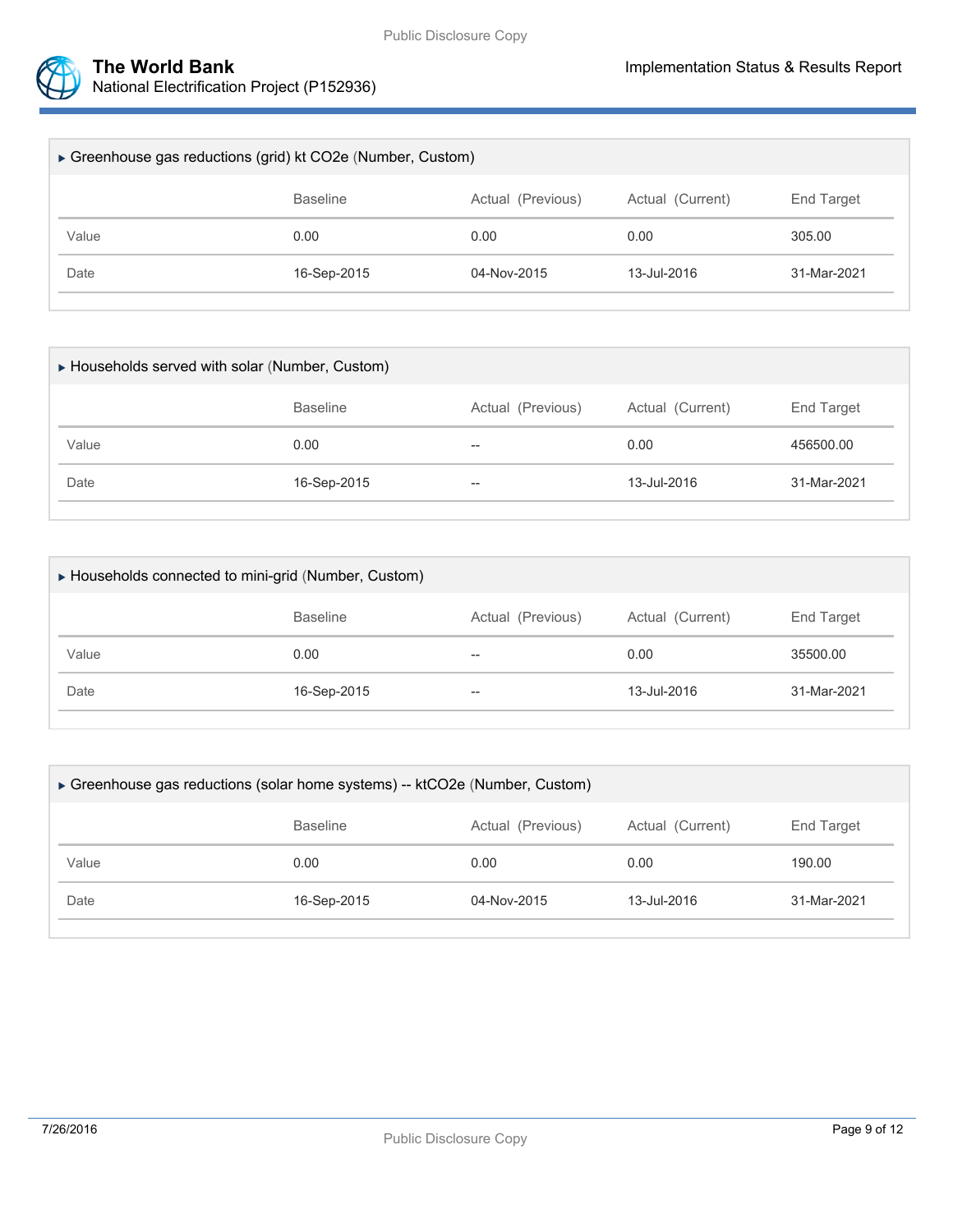### ▸ Greenhouse gas reductions (grid) kt CO2e (Number, Custom)

| | Baseline | Actual (Previous) | Actual (Current) | End Target |
|---|---|---|---|---|
| Value | 0.00 | 0.00 | 0.00 | 305.00 |
| Date | 16-Sep-2015 | 04-Nov-2015 | 13-Jul-2016 | 31-Mar-2021 |

### ▸ Households served with solar (Number, Custom)

| | Baseline | Actual (Previous) | Actual (Current) | End Target |
|---|---|---|---|---|
| Value | 0.00 | -- | 0.00 | 456500.00 |
| Date | 16-Sep-2015 | -- | 13-Jul-2016 | 31-Mar-2021 |

### ▸ Households connected to mini-grid (Number, Custom)

| | Baseline | Actual (Previous) | Actual (Current) | End Target |
|---|---|---|---|---|
| Value | 0.00 | -- | 0.00 | 35500.00 |
| Date | 16-Sep-2015 | -- | 13-Jul-2016 | 31-Mar-2021 |

### ▸ Greenhouse gas reductions (solar home systems) -- ktCO2e (Number, Custom)

| | Baseline | Actual (Previous) | Actual (Current) | End Target |
|---|---|---|---|---|
| Value | 0.00 | 0.00 | 0.00 | 190.00 |
| Date | 16-Sep-2015 | 04-Nov-2015 | 13-Jul-2016 | 31-Mar-2021 |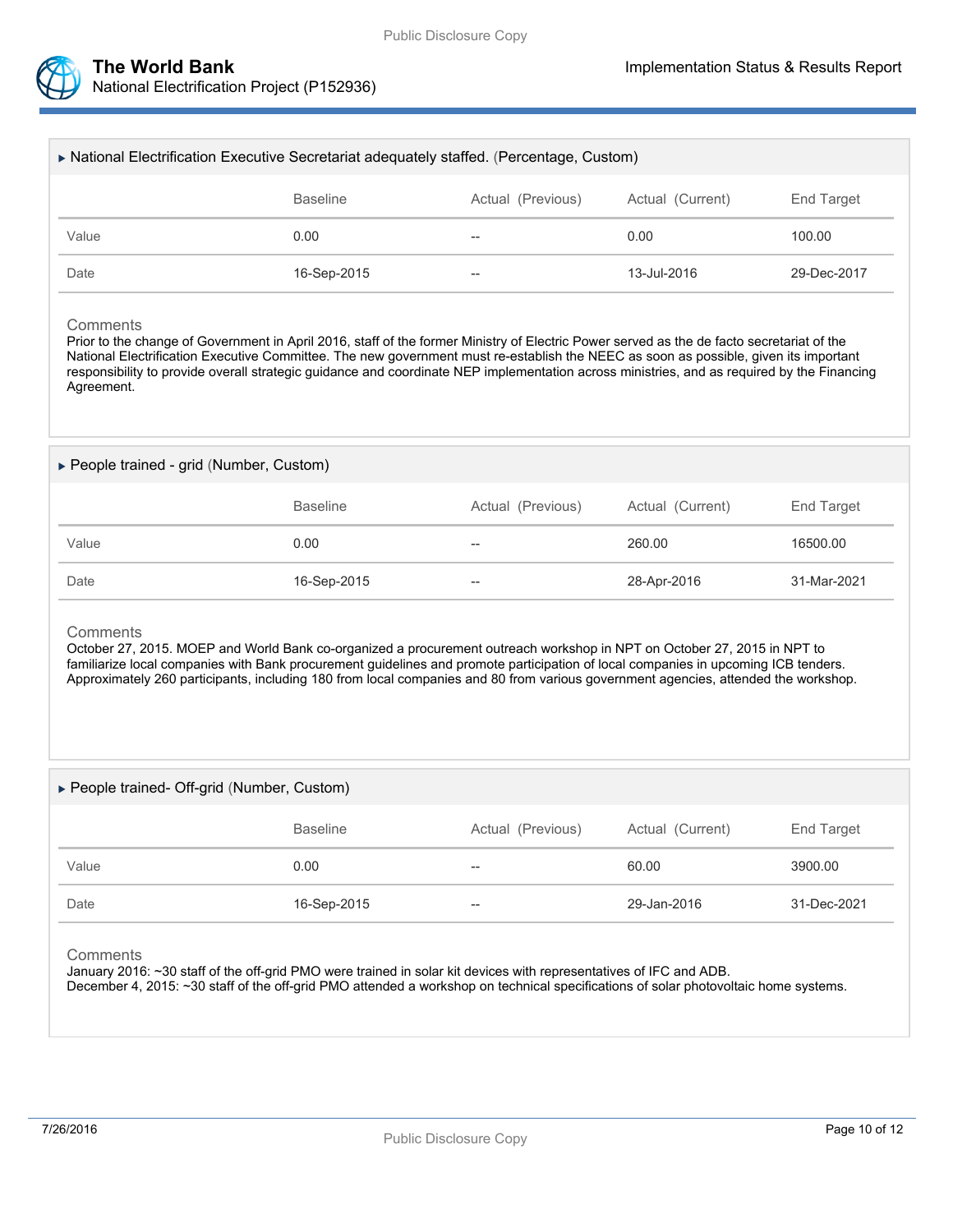### ▸ National Electrification Executive Secretariat adequately staffed. (Percentage, Custom)

| | Baseline | Actual (Previous) | Actual (Current) | End Target |
|---|---|---|---|---|
| Value | 0.00 | -- | 0.00 | 100.00 |
| Date | 16-Sep-2015 | -- | 13-Jul-2016 | 29-Dec-2017 |

Comments

Prior to the change of Government in April 2016, staff of the former Ministry of Electric Power served as the de facto secretariat of the National Electrification Executive Committee. The new government must re-establish the NEEC as soon as possible, given its important responsibility to provide overall strategic guidance and coordinate NEP implementation across ministries, and as required by the Financing Agreement.

### ▸ People trained - grid (Number, Custom)

| | Baseline | Actual (Previous) | Actual (Current) | End Target |
|---|---|---|---|---|
| Value | 0.00 | -- | 260.00 | 16500.00 |
| Date | 16-Sep-2015 | -- | 28-Apr-2016 | 31-Mar-2021 |

Comments

October 27, 2015. MOEP and World Bank co-organized a procurement outreach workshop in NPT on October 27, 2015 in NPT to familiarize local companies with Bank procurement guidelines and promote participation of local companies in upcoming ICB tenders. Approximately 260 participants, including 180 from local companies and 80 from various government agencies, attended the workshop.

### ▸ People trained- Off-grid (Number, Custom)

| | Baseline | Actual (Previous) | Actual (Current) | End Target |
|---|---|---|---|---|
| Value | 0.00 | -- | 60.00 | 3900.00 |
| Date | 16-Sep-2015 | -- | 29-Jan-2016 | 31-Dec-2021 |

Comments

January 2016: ~30 staff of the off-grid PMO were trained in solar kit devices with representatives of IFC and ADB.
December 4, 2015: ~30 staff of the off-grid PMO attended a workshop on technical specifications of solar photovoltaic home systems.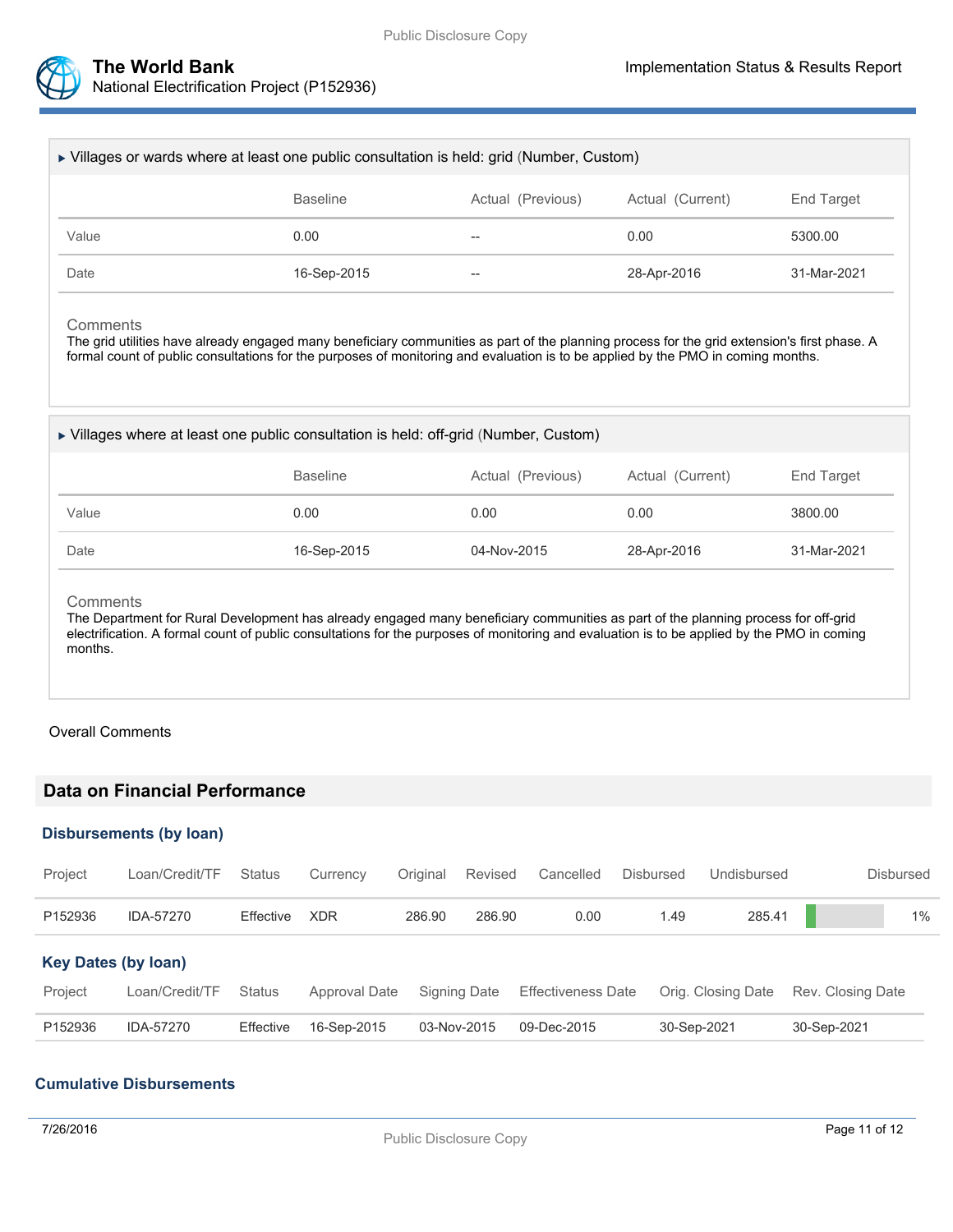### ▸ Villages or wards where at least one public consultation is held: grid (Number, Custom)

| | Baseline | Actual (Previous) | Actual (Current) | End Target |
|---|---|---|---|---|
| Value | 0.00 | -- | 0.00 | 5300.00 |
| Date | 16-Sep-2015 | -- | 28-Apr-2016 | 31-Mar-2021 |

Comments

The grid utilities have already engaged many beneficiary communities as part of the planning process for the grid extension's first phase. A formal count of public consultations for the purposes of monitoring and evaluation is to be applied by the PMO in coming months.

### ▸ Villages where at least one public consultation is held: off-grid (Number, Custom)

| | Baseline | Actual (Previous) | Actual (Current) | End Target |
|---|---|---|---|---|
| Value | 0.00 | 0.00 | 0.00 | 3800.00 |
| Date | 16-Sep-2015 | 04-Nov-2015 | 28-Apr-2016 | 31-Mar-2021 |

Comments

The Department for Rural Development has already engaged many beneficiary communities as part of the planning process for off-grid electrification. A formal count of public consultations for the purposes of monitoring and evaluation is to be applied by the PMO in coming months.

Overall Comments

## Data on Financial Performance

### Disbursements (by loan)

| Project | Loan/Credit/TF | Status | Currency | Original | Revised | Cancelled | Disbursed | Undisbursed | Disbursed |
|---|---|---|---|---|---|---|---|---|---|
| P152936 | IDA-57270 | Effective | XDR | 286.90 | 286.90 | 0.00 | 1.49 | 285.41 | 1% |

### Key Dates (by loan)

| Project | Loan/Credit/TF | Status | Approval Date | Signing Date | Effectiveness Date | Orig. Closing Date | Rev. Closing Date |
|---|---|---|---|---|---|---|---|
| P152936 | IDA-57270 | Effective | 16-Sep-2015 | 03-Nov-2015 | 09-Dec-2015 | 30-Sep-2021 | 30-Sep-2021 |

### Cumulative Disbursements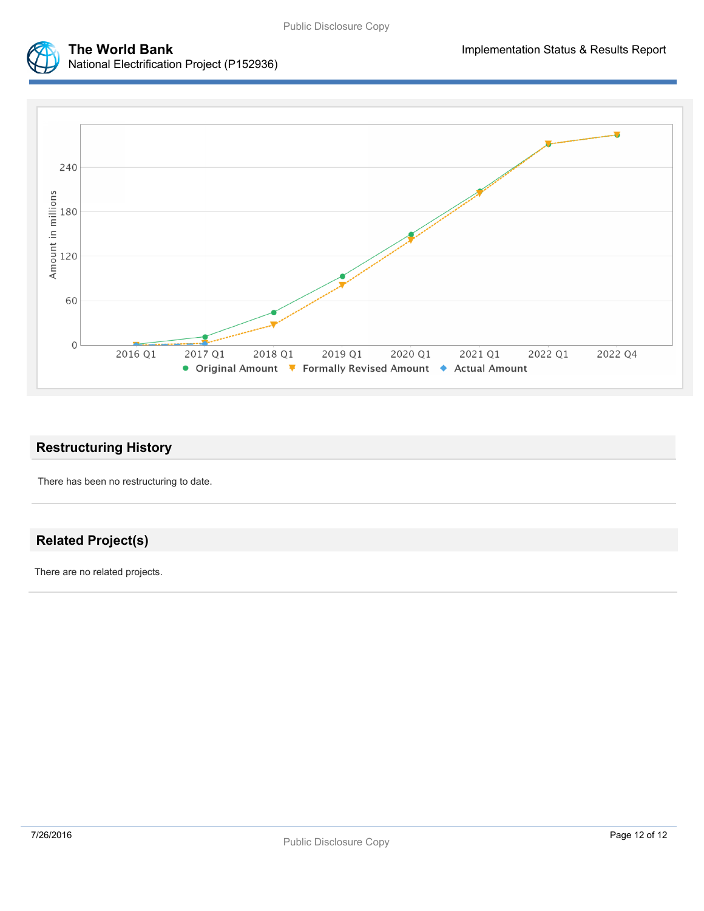Amount in millions

240

180

120

60

0

2016 Q1 2017 Q1 2018 Q1 2019 Q1 2020 Q1 2021 Q1 2022 Q1 2022 Q4

Original Amount   Formally Revised Amount   Actual Amount

## Restructuring History

There has been no restructuring to date.

## Related Project(s)

There are no related projects.